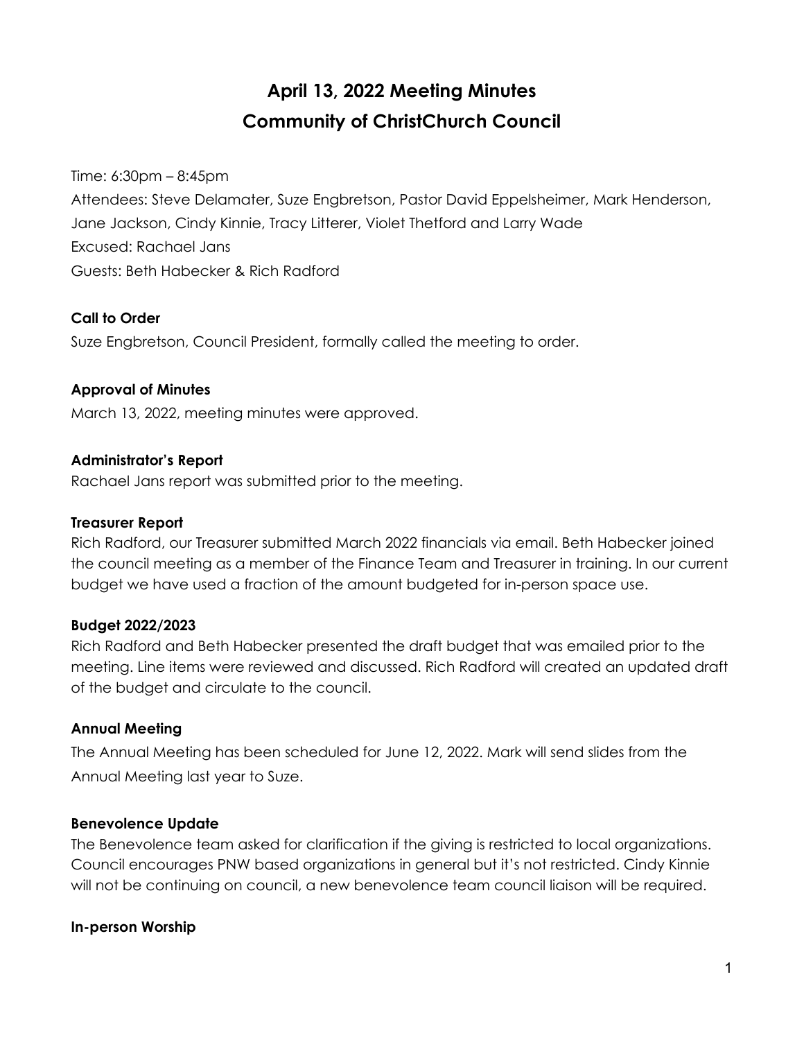# April 13, 2022 Meeting Minutes
# Community of ChristChurch Council

Time: 6:30pm – 8:45pm
Attendees: Steve Delamater, Suze Engbretson, Pastor David Eppelsheimer, Mark Henderson, Jane Jackson, Cindy Kinnie, Tracy Litterer, Violet Thetford and Larry Wade
Excused: Rachael Jans
Guests: Beth Habecker & Rich Radford

**Call to Order**

Suze Engbretson, Council President, formally called the meeting to order.

**Approval of Minutes**

March 13, 2022, meeting minutes were approved.

**Administrator's Report**

Rachael Jans report was submitted prior to the meeting.

**Treasurer Report**

Rich Radford, our Treasurer submitted March 2022 financials via email. Beth Habecker joined the council meeting as a member of the Finance Team and Treasurer in training. In our current budget we have used a fraction of the amount budgeted for in-person space use.

**Budget 2022/2023**

Rich Radford and Beth Habecker presented the draft budget that was emailed prior to the meeting. Line items were reviewed and discussed. Rich Radford will created an updated draft of the budget and circulate to the council.

**Annual Meeting**

The Annual Meeting has been scheduled for June 12, 2022. Mark will send slides from the Annual Meeting last year to Suze.

**Benevolence Update**

The Benevolence team asked for clarification if the giving is restricted to local organizations. Council encourages PNW based organizations in general but it's not restricted. Cindy Kinnie will not be continuing on council, a new benevolence team council liaison will be required.

**In-person Worship**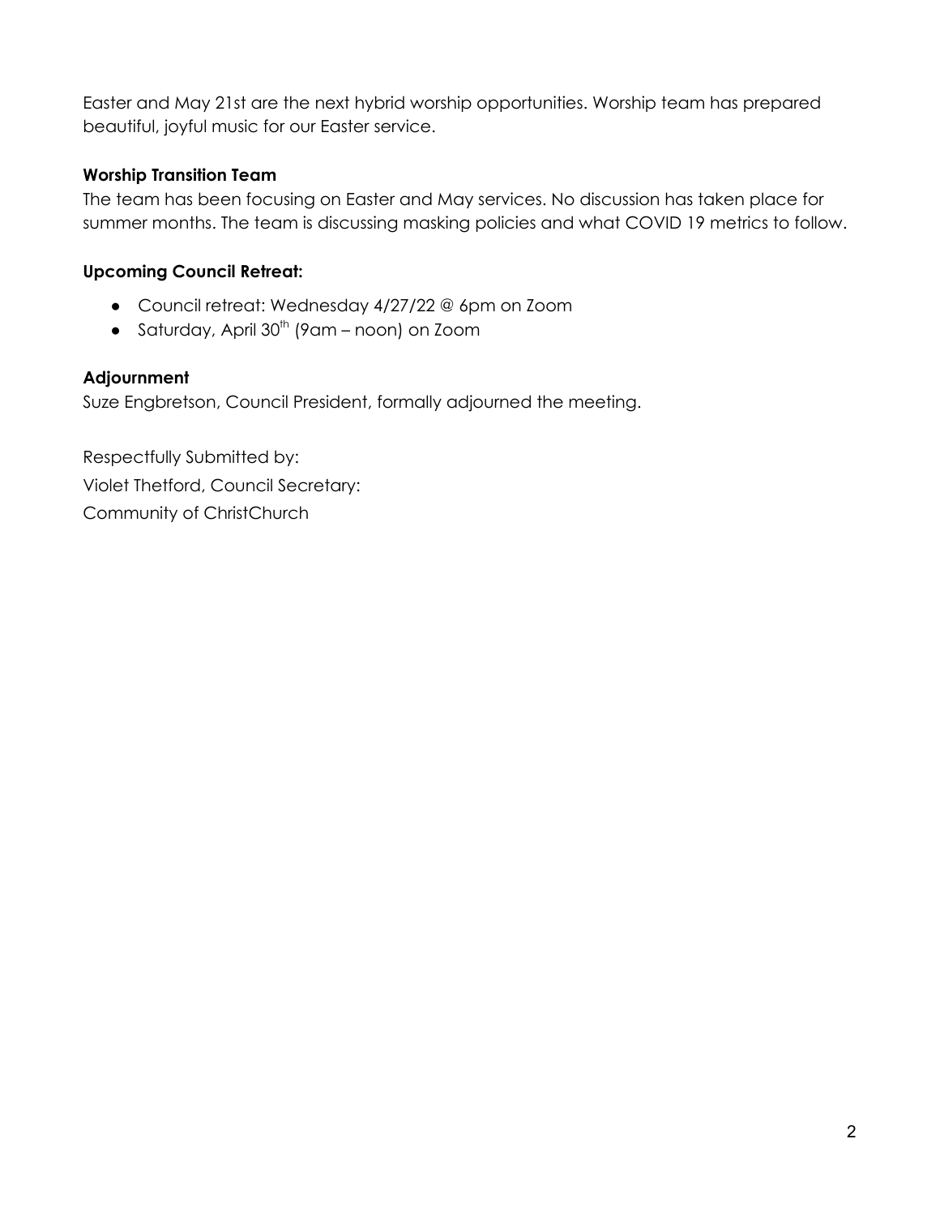Easter and May 21st are the next hybrid worship opportunities. Worship team has prepared beautiful, joyful music for our Easter service.

**Worship Transition Team**

The team has been focusing on Easter and May services. No discussion has taken place for summer months. The team is discussing masking policies and what COVID 19 metrics to follow.

**Upcoming Council Retreat:**

- Council retreat: Wednesday 4/27/22 @ 6pm on Zoom
- Saturday, April 30th (9am – noon) on Zoom

**Adjournment**

Suze Engbretson, Council President, formally adjourned the meeting.

Respectfully Submitted by:
Violet Thetford, Council Secretary:
Community of ChristChurch